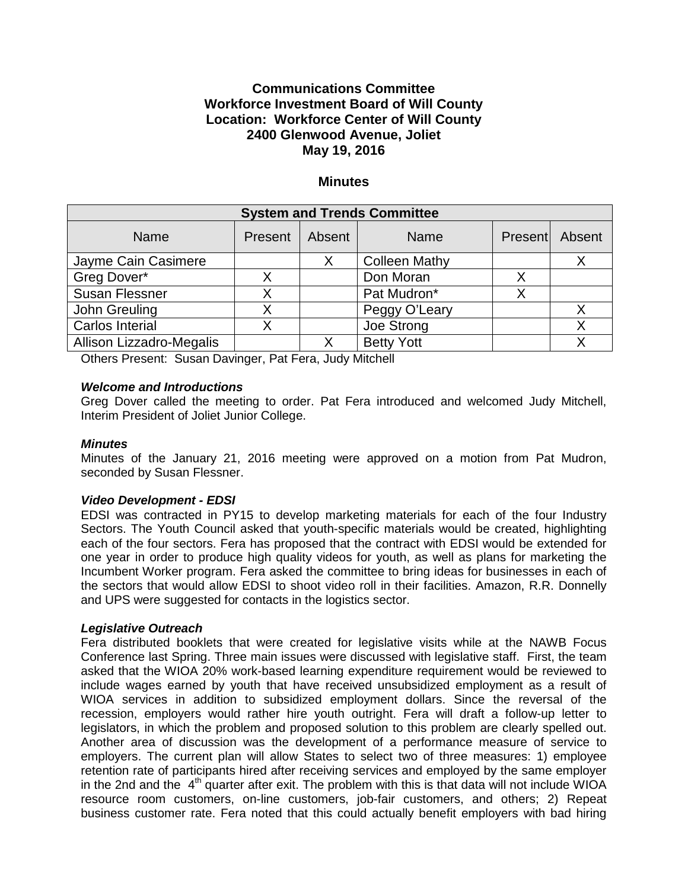**Communications Committee**
**Workforce Investment Board of Will County**
**Location: Workforce Center of Will County**
**2400 Glenwood Avenue, Joliet**
**May 19, 2016**

**Minutes**

| **System and Trends Committee** | | | | | |
|---|---|---|---|---|---|
| Name | Present | Absent | Name | Present | Absent |
| Jayme Cain Casimere | | X | Colleen Mathy | | X |
| Greg Dover* | X | | Don Moran | X | |
| Susan Flessner | X | | Pat Mudron* | X | |
| John Greuling | X | | Peggy O'Leary | | X |
| Carlos Interial | X | | Joe Strong | | X |
| Allison Lizzadro-Megalis | | X | Betty Yott | | X |

Others Present: Susan Davinger, Pat Fera, Judy Mitchell

***Welcome and Introductions***

Greg Dover called the meeting to order. Pat Fera introduced and welcomed Judy Mitchell, Interim President of Joliet Junior College.

***Minutes***

Minutes of the January 21, 2016 meeting were approved on a motion from Pat Mudron, seconded by Susan Flessner.

***Video Development - EDSI***

EDSI was contracted in PY15 to develop marketing materials for each of the four Industry Sectors. The Youth Council asked that youth-specific materials would be created, highlighting each of the four sectors. Fera has proposed that the contract with EDSI would be extended for one year in order to produce high quality videos for youth, as well as plans for marketing the Incumbent Worker program. Fera asked the committee to bring ideas for businesses in each of the sectors that would allow EDSI to shoot video roll in their facilities. Amazon, R.R. Donnelly and UPS were suggested for contacts in the logistics sector.

***Legislative Outreach***

Fera distributed booklets that were created for legislative visits while at the NAWB Focus Conference last Spring. Three main issues were discussed with legislative staff. First, the team asked that the WIOA 20% work-based learning expenditure requirement would be reviewed to include wages earned by youth that have received unsubsidized employment as a result of WIOA services in addition to subsidized employment dollars. Since the reversal of the recession, employers would rather hire youth outright. Fera will draft a follow-up letter to legislators, in which the problem and proposed solution to this problem are clearly spelled out. Another area of discussion was the development of a performance measure of service to employers. The current plan will allow States to select two of three measures: 1) employee retention rate of participants hired after receiving services and employed by the same employer in the 2nd and the 4th quarter after exit. The problem with this is that data will not include WIOA resource room customers, on-line customers, job-fair customers, and others; 2) Repeat business customer rate. Fera noted that this could actually benefit employers with bad hiring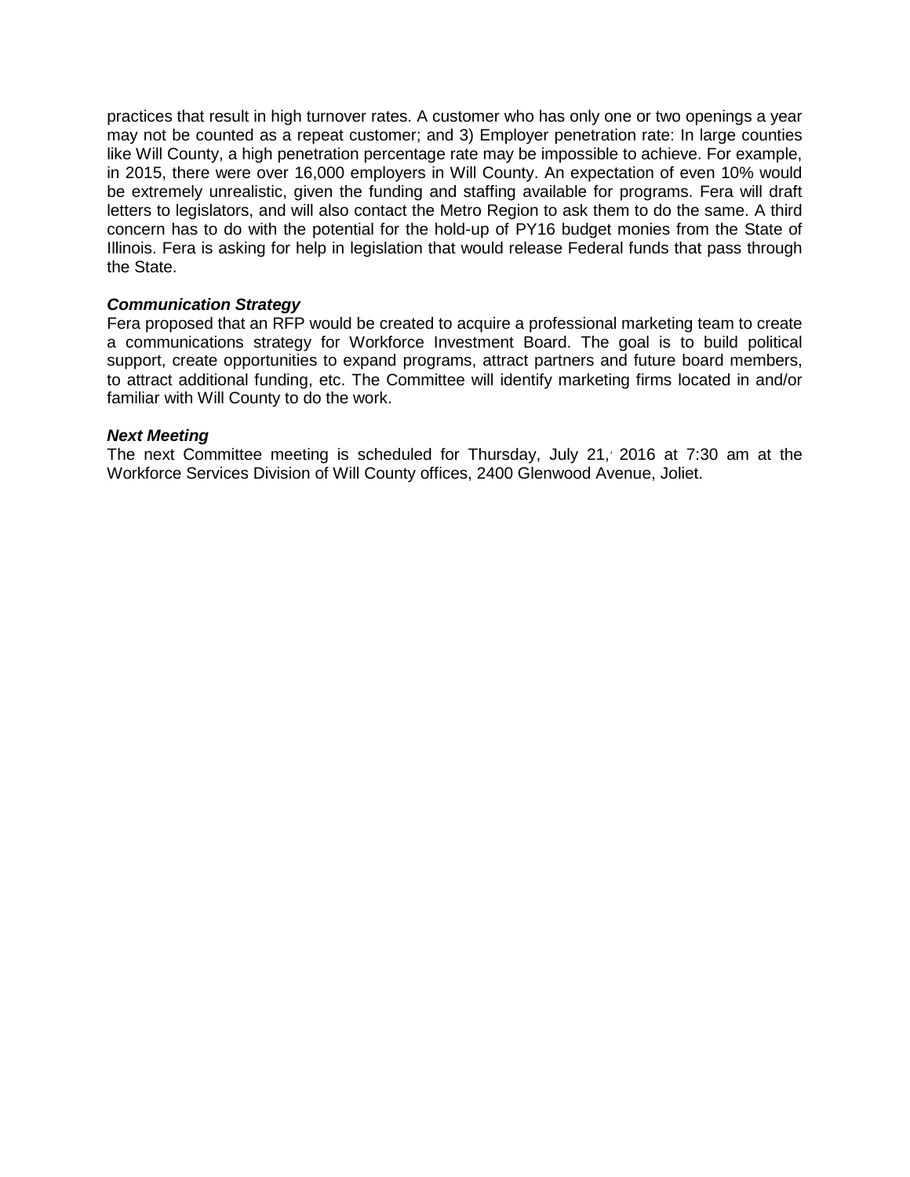practices that result in high turnover rates. A customer who has only one or two openings a year may not be counted as a repeat customer; and 3) Employer penetration rate: In large counties like Will County, a high penetration percentage rate may be impossible to achieve. For example, in 2015, there were over 16,000 employers in Will County. An expectation of even 10% would be extremely unrealistic, given the funding and staffing available for programs. Fera will draft letters to legislators, and will also contact the Metro Region to ask them to do the same. A third concern has to do with the potential for the hold-up of PY16 budget monies from the State of Illinois. Fera is asking for help in legislation that would release Federal funds that pass through the State.

***Communication Strategy***

Fera proposed that an RFP would be created to acquire a professional marketing team to create a communications strategy for Workforce Investment Board. The goal is to build political support, create opportunities to expand programs, attract partners and future board members, to attract additional funding, etc. The Committee will identify marketing firms located in and/or familiar with Will County to do the work.

***Next Meeting***

The next Committee meeting is scheduled for Thursday, July 21, 2016 at 7:30 am at the Workforce Services Division of Will County offices, 2400 Glenwood Avenue, Joliet.